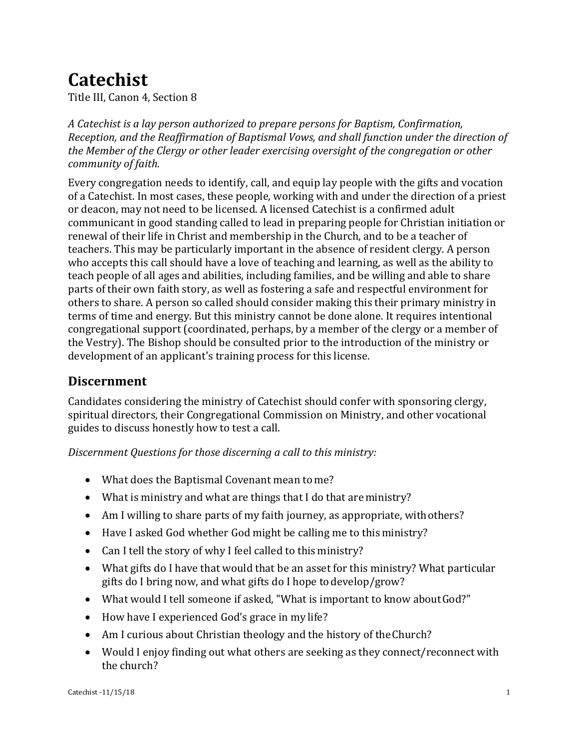# Catechist

Title III, Canon 4, Section 8

*A Catechist is a lay person authorized to prepare persons for Baptism, Confirmation, Reception, and the Reaffirmation of Baptismal Vows, and shall function under the direction of the Member of the Clergy or other leader exercising oversight of the congregation or other community of faith.*

Every congregation needs to identify, call, and equip lay people with the gifts and vocation of a Catechist. In most cases, these people, working with and under the direction of a priest or deacon, may not need to be licensed. A licensed Catechist is a confirmed adult communicant in good standing called to lead in preparing people for Christian initiation or renewal of their life in Christ and membership in the Church, and to be a teacher of teachers. This may be particularly important in the absence of resident clergy. A person who accepts this call should have a love of teaching and learning, as well as the ability to teach people of all ages and abilities, including families, and be willing and able to share parts of their own faith story, as well as fostering a safe and respectful environment for others to share. A person so called should consider making this their primary ministry in terms of time and energy. But this ministry cannot be done alone. It requires intentional congregational support (coordinated, perhaps, by a member of the clergy or a member of the Vestry). The Bishop should be consulted prior to the introduction of the ministry or development of an applicant's training process for this license.

## Discernment

Candidates considering the ministry of Catechist should confer with sponsoring clergy, spiritual directors, their Congregational Commission on Ministry, and other vocational guides to discuss honestly how to test a call.

*Discernment Questions for those discerning a call to this ministry:*

- What does the Baptismal Covenant mean to me?
- What is ministry and what are things that I do that are ministry?
- Am I willing to share parts of my faith journey, as appropriate, with others?
- Have I asked God whether God might be calling me to this ministry?
- Can I tell the story of why I feel called to this ministry?
- What gifts do I have that would that be an asset for this ministry? What particular gifts do I bring now, and what gifts do I hope to develop/grow?
- What would I tell someone if asked, "What is important to know about God?"
- How have I experienced God's grace in my life?
- Am I curious about Christian theology and the history of the Church?
- Would I enjoy finding out what others are seeking as they connect/reconnect with the church?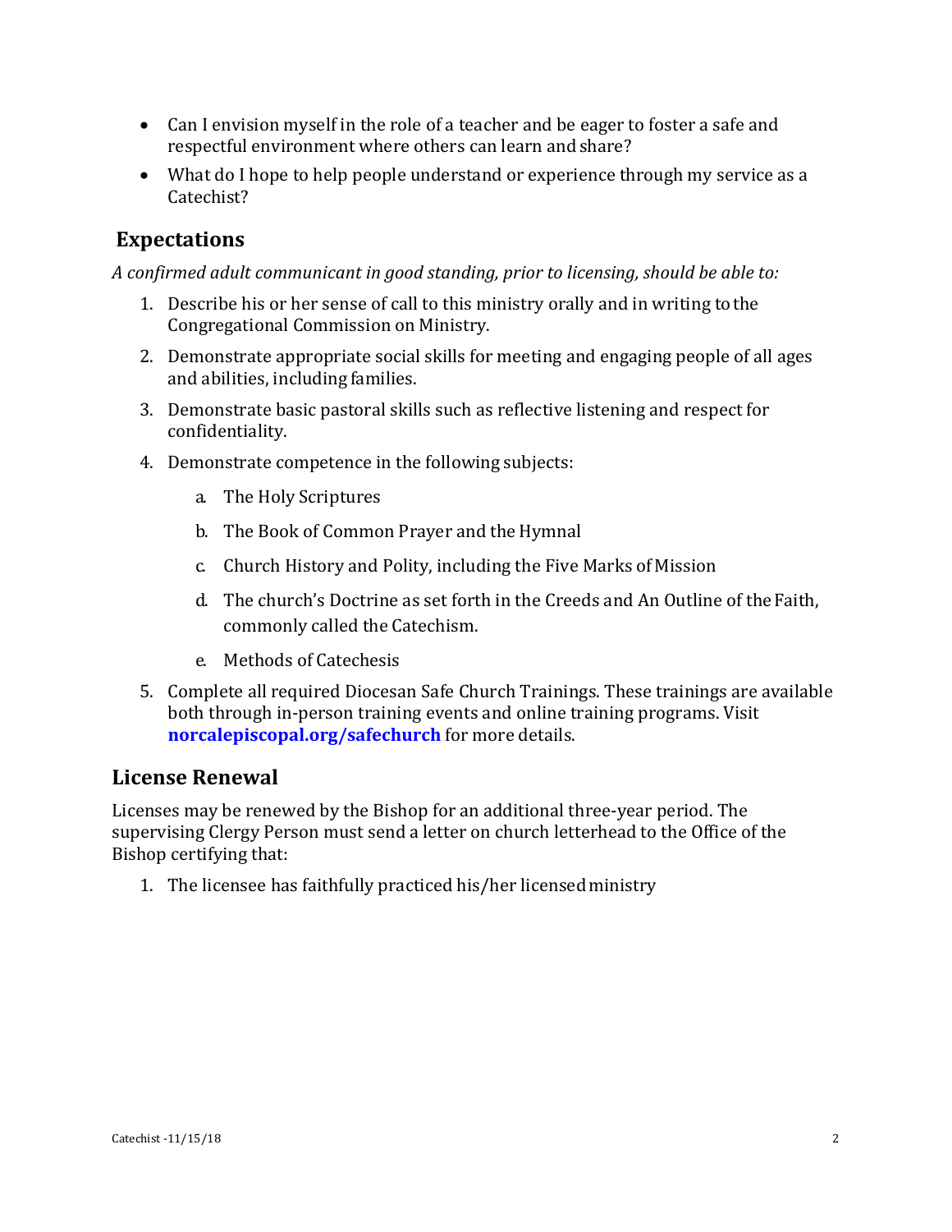- Can I envision myself in the role of a teacher and be eager to foster a safe and respectful environment where others can learn and share?
- What do I hope to help people understand or experience through my service as a Catechist?

## Expectations

*A confirmed adult communicant in good standing, prior to licensing, should be able to:*

1. Describe his or her sense of call to this ministry orally and in writing to the Congregational Commission on Ministry.
2. Demonstrate appropriate social skills for meeting and engaging people of all ages and abilities, including families.
3. Demonstrate basic pastoral skills such as reflective listening and respect for confidentiality.
4. Demonstrate competence in the following subjects:
    a. The Holy Scriptures
    b. The Book of Common Prayer and the Hymnal
    c. Church History and Polity, including the Five Marks of Mission
    d. The church's Doctrine as set forth in the Creeds and An Outline of the Faith, commonly called the Catechism.
    e. Methods of Catechesis
5. Complete all required Diocesan Safe Church Trainings. These trainings are available both through in-person training events and online training programs. Visit **norcalepiscopal.org/safechurch** for more details.

## License Renewal

Licenses may be renewed by the Bishop for an additional three-year period. The supervising Clergy Person must send a letter on church letterhead to the Office of the Bishop certifying that:

1. The licensee has faithfully practiced his/her licensed ministry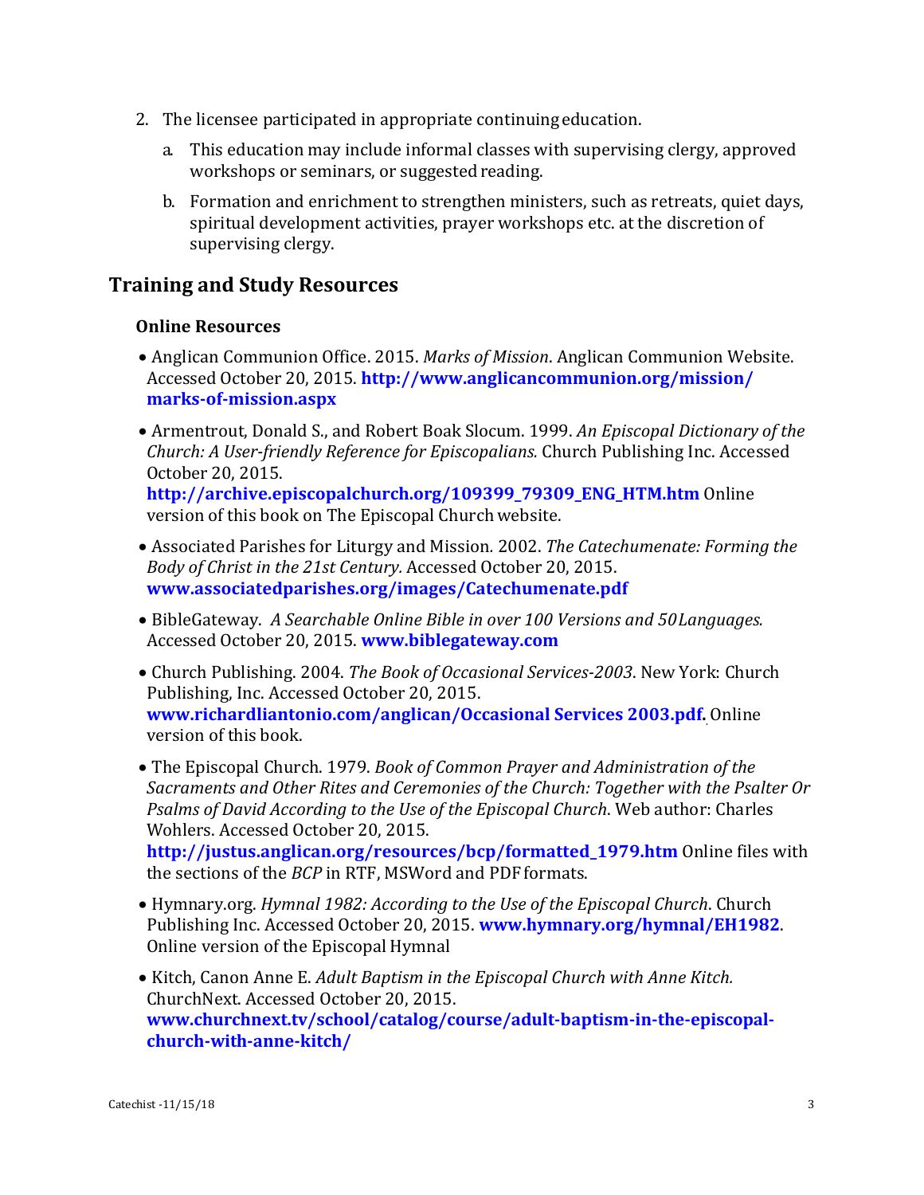2. The licensee participated in appropriate continuing education.
    a. This education may include informal classes with supervising clergy, approved workshops or seminars, or suggested reading.
    b. Formation and enrichment to strengthen ministers, such as retreats, quiet days, spiritual development activities, prayer workshops etc. at the discretion of supervising clergy.

## Training and Study Resources

### Online Resources

- Anglican Communion Office. 2015. *Marks of Mission*. Anglican Communion Website. Accessed October 20, 2015. **http://www.anglicancommunion.org/mission/marks-of-mission.aspx**
- Armentrout, Donald S., and Robert Boak Slocum. 1999. *An Episcopal Dictionary of the Church: A User-friendly Reference for Episcopalians.* Church Publishing Inc. Accessed October 20, 2015. **http://archive.episcopalchurch.org/109399_79309_ENG_HTM.htm** Online version of this book on The Episcopal Church website.
- Associated Parishes for Liturgy and Mission. 2002. *The Catechumenate: Forming the Body of Christ in the 21st Century.* Accessed October 20, 2015. **www.associatedparishes.org/images/Catechumenate.pdf**
- BibleGateway. *A Searchable Online Bible in over 100 Versions and 50 Languages.* Accessed October 20, 2015. **www.biblegateway.com**
- Church Publishing. 2004. *The Book of Occasional Services-2003*. New York: Church Publishing, Inc. Accessed October 20, 2015. **www.richardliantonio.com/anglican/Occasional Services 2003.pdf.** Online version of this book.
- The Episcopal Church. 1979. *Book of Common Prayer and Administration of the Sacraments and Other Rites and Ceremonies of the Church: Together with the Psalter Or Psalms of David According to the Use of the Episcopal Church*. Web author: Charles Wohlers. Accessed October 20, 2015. **http://justus.anglican.org/resources/bcp/formatted_1979.htm** Online files with the sections of the *BCP* in RTF, MSWord and PDF formats.
- Hymnary.org. *Hymnal 1982: According to the Use of the Episcopal Church*. Church Publishing Inc. Accessed October 20, 2015. **www.hymnary.org/hymnal/EH1982**. Online version of the Episcopal Hymnal
- Kitch, Canon Anne E. *Adult Baptism in the Episcopal Church with Anne Kitch.* ChurchNext. Accessed October 20, 2015. **www.churchnext.tv/school/catalog/course/adult-baptism-in-the-episcopal-church-with-anne-kitch/**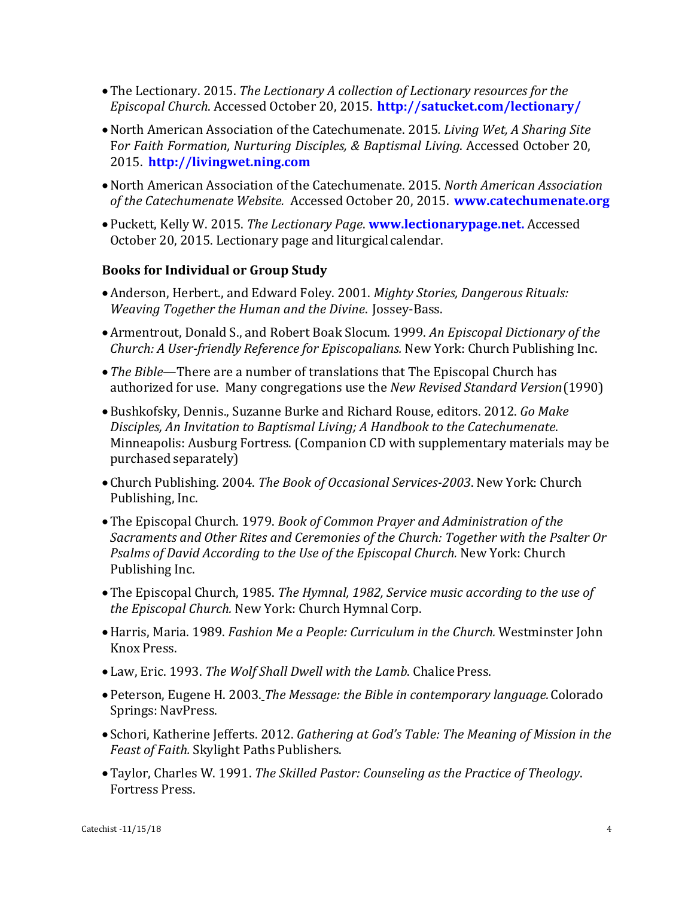- The Lectionary. 2015. *The Lectionary A collection of Lectionary resources for the Episcopal Church*. Accessed October 20, 2015. **http://satucket.com/lectionary/**

- North American Association of the Catechumenate. 2015*. Living Wet, A Sharing Site* F*or Faith Formation, Nurturing Disciples, & Baptismal Living*. Accessed October 20, 2015. **http://livingwet.ning.com**

- North American Association of the Catechumenate. 2015. *North American Association of the Catechumenate Website.* Accessed October 20, 2015. **www.catechumenate.org**

- Puckett, Kelly W. 2015. *The Lectionary Page*. **www.lectionarypage.net.** Accessed October 20, 2015. Lectionary page and liturgical calendar.

**Books for Individual or Group Study**

- Anderson, Herbert., and Edward Foley. 2001. *Mighty Stories, Dangerous Rituals: Weaving Together the Human and the Divine*. Jossey-Bass.

- Armentrout, Donald S., and Robert Boak Slocum. 1999. *An Episcopal Dictionary of the Church: A User-friendly Reference for Episcopalians.* New York: Church Publishing Inc.

- *The Bible*—There are a number of translations that The Episcopal Church has authorized for use. Many congregations use the *New Revised Standard Version* (1990)

- Bushkofsky, Dennis., Suzanne Burke and Richard Rouse, editors. 2012. *Go Make Disciples, An Invitation to Baptismal Living; A Handbook to the Catechumenate*. Minneapolis: Ausburg Fortress. (Companion CD with supplementary materials may be purchased separately)

- Church Publishing. 2004. *The Book of Occasional Services-2003*. New York: Church Publishing, Inc.

- The Episcopal Church. 1979. *Book of Common Prayer and Administration of the Sacraments and Other Rites and Ceremonies of the Church: Together with the Psalter Or Psalms of David According to the Use of the Episcopal Church.* New York: Church Publishing Inc.

- The Episcopal Church, 1985. *The Hymnal, 1982, Service music according to the use of the Episcopal Church.* New York: Church Hymnal Corp.

- Harris, Maria. 1989. *Fashion Me a People: Curriculum in the Church.* Westminster John Knox Press.

- Law, Eric. 1993. *The Wolf Shall Dwell with the Lamb*. Chalice Press.

- Peterson, Eugene H. 2003. *The Message: the Bible in contemporary language.* Colorado Springs: NavPress.

- Schori, Katherine Jefferts. 2012. *Gathering at God's Table: The Meaning of Mission in the Feast of Faith.* Skylight Paths Publishers.

- Taylor, Charles W. 1991. *The Skilled Pastor: Counseling as the Practice of Theology*. Fortress Press.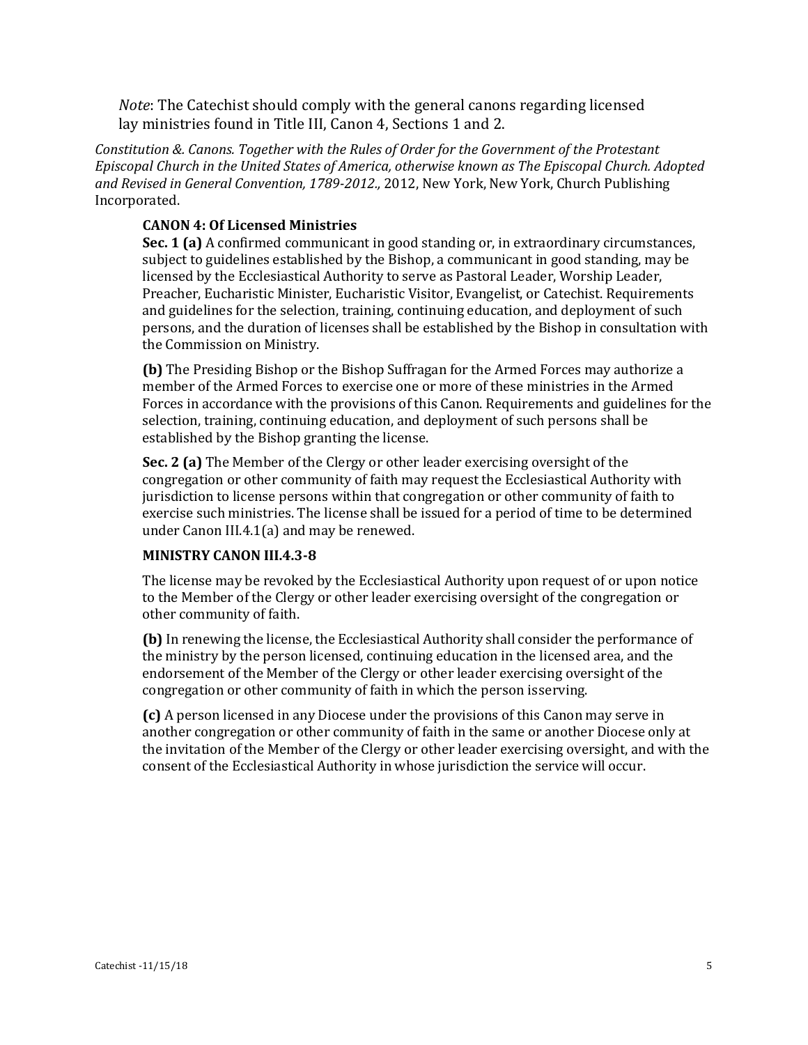*Note*: The Catechist should comply with the general canons regarding licensed lay ministries found in Title III, Canon 4, Sections 1 and 2.

*Constitution &. Canons. Together with the Rules of Order for the Government of the Protestant Episcopal Church in the United States of America, otherwise known as The Episcopal Church. Adopted and Revised in General Convention, 1789-2012.,* 2012, New York, New York, Church Publishing Incorporated.

**CANON 4: Of Licensed Ministries**

**Sec. 1 (a)** A confirmed communicant in good standing or, in extraordinary circumstances, subject to guidelines established by the Bishop, a communicant in good standing, may be licensed by the Ecclesiastical Authority to serve as Pastoral Leader, Worship Leader, Preacher, Eucharistic Minister, Eucharistic Visitor, Evangelist, or Catechist. Requirements and guidelines for the selection, training, continuing education, and deployment of such persons, and the duration of licenses shall be established by the Bishop in consultation with the Commission on Ministry.

**(b)** The Presiding Bishop or the Bishop Suffragan for the Armed Forces may authorize a member of the Armed Forces to exercise one or more of these ministries in the Armed Forces in accordance with the provisions of this Canon. Requirements and guidelines for the selection, training, continuing education, and deployment of such persons shall be established by the Bishop granting the license.

**Sec. 2 (a)** The Member of the Clergy or other leader exercising oversight of the congregation or other community of faith may request the Ecclesiastical Authority with jurisdiction to license persons within that congregation or other community of faith to exercise such ministries. The license shall be issued for a period of time to be determined under Canon III.4.1(a) and may be renewed.

**MINISTRY CANON III.4.3-8**

The license may be revoked by the Ecclesiastical Authority upon request of or upon notice to the Member of the Clergy or other leader exercising oversight of the congregation or other community of faith.

**(b)** In renewing the license, the Ecclesiastical Authority shall consider the performance of the ministry by the person licensed, continuing education in the licensed area, and the endorsement of the Member of the Clergy or other leader exercising oversight of the congregation or other community of faith in which the person isserving.

**(c)** A person licensed in any Diocese under the provisions of this Canon may serve in another congregation or other community of faith in the same or another Diocese only at the invitation of the Member of the Clergy or other leader exercising oversight, and with the consent of the Ecclesiastical Authority in whose jurisdiction the service will occur.